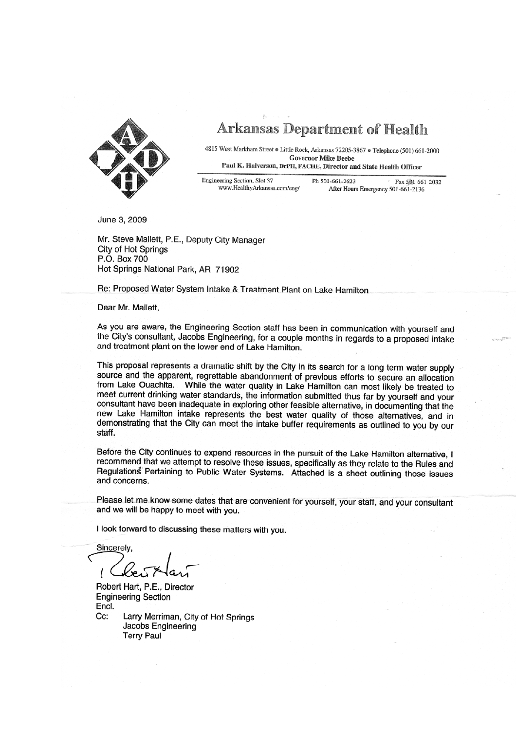# Arkansas Department of Health

4815 West Markham Street • Little Rock, Arkansas 72205-3867 • Telephone (501) 661-2000
**Governor Mike Beebe**
**Paul K. Halverson, DrPH, FACHE, Director and State Health Officer**

Engineering Section, Slot 37 — Ph 501-661-2623 — Fax 501 661 2032
www.HealthyArkansas.com/eng/ — After Hours Emergency 501-661-2136

June 3, 2009

Mr. Steve Mallett, P.E., Deputy City Manager
City of Hot Springs
P.O. Box 700
Hot Springs National Park, AR 71902

Re: Proposed Water System Intake & Treatment Plant on Lake Hamilton

Dear Mr. Mallett,

As you are aware, the Engineering Section staff has been in communication with yourself and the City's consultant, Jacobs Engineering, for a couple months in regards to a proposed intake and treatment plant on the lower end of Lake Hamilton.

This proposal represents a dramatic shift by the City in its search for a long term water supply source and the apparent, regrettable abandonment of previous efforts to secure an allocation from Lake Ouachita. While the water quality in Lake Hamilton can most likely be treated to meet current drinking water standards, the information submitted thus far by yourself and your consultant have been inadequate in exploring other feasible alternative, in documenting that the new Lake Hamilton intake represents the best water quality of those alternatives, and in demonstrating that the City can meet the intake buffer requirements as outlined to you by our staff.

Before the City continues to expend resources in the pursuit of the Lake Hamilton alternative, I recommend that we attempt to resolve these issues, specifically as they relate to the Rules and Regulations Pertaining to Public Water Systems. Attached is a sheet outlining those issues and concerns.

Please let me know some dates that are convenient for yourself, your staff, and your consultant and we will be happy to meet with you.

I look forward to discussing these matters with you.

Sincerely,

Robert Hart, P.E., Director
Engineering Section
Encl.
Cc: Larry Merriman, City of Hot Springs
Jacobs Engineering
Terry Paul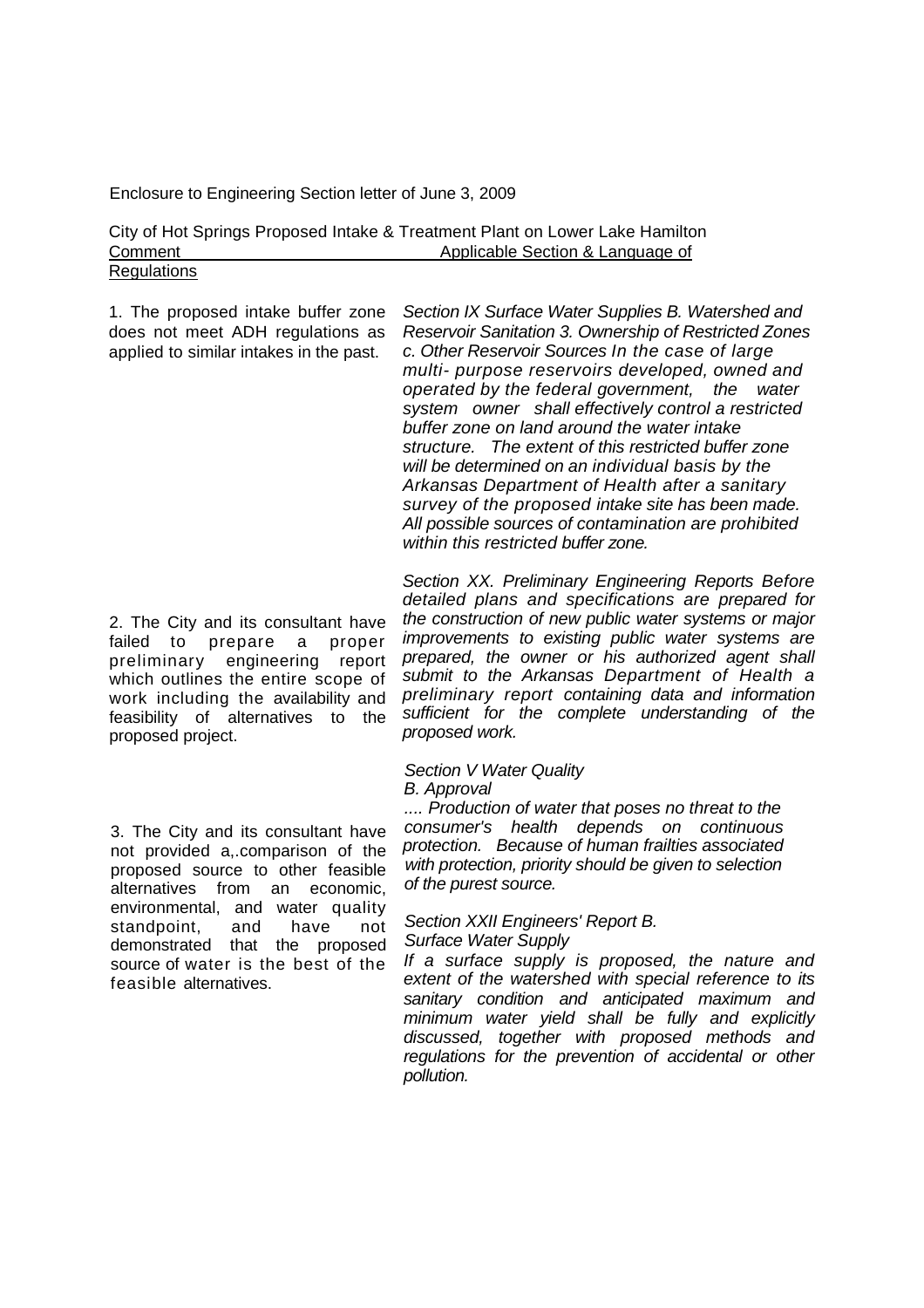Enclosure to Engineering Section letter of June 3, 2009

City of Hot Springs Proposed Intake & Treatment Plant on Lower Lake Hamilton

| Comment | Applicable Section & Language of Regulations |
| --- | --- |
| 1. The proposed intake buffer zone does not meet ADH regulations as applied to similar intakes in the past. | *Section IX Surface Water Supplies B. Watershed and Reservoir Sanitation 3. Ownership of Restricted Zones c. Other Reservoir Sources In the case of large multi- purpose reservoirs developed, owned and operated by the federal government, the water system owner shall effectively control a restricted buffer zone on land around the water intake structure. The extent of this restricted buffer zone will be determined on an individual basis by the Arkansas Department of Health after a sanitary survey of the proposed intake site has been made. All possible sources of contamination are prohibited within this restricted buffer zone.* |
| 2. The City and its consultant have failed to prepare a proper preliminary engineering report which outlines the entire scope of work including the availability and feasibility of alternatives to the proposed project. | *Section XX. Preliminary Engineering Reports Before detailed plans and specifications are prepared for the construction of new public water systems or major improvements to existing public water systems are prepared, the owner or his authorized agent shall submit to the Arkansas Department of Health a preliminary report containing data and information sufficient for the complete understanding of the proposed work.* |
| 3. The City and its consultant have not provided a,.comparison of the proposed source to other feasible alternatives from an economic, environmental, and water quality standpoint, and have not demonstrated that the proposed source of water is the best of the feasible alternatives. | *Section V Water Quality B. Approval .... Production of water that poses no threat to the consumer's health depends on continuous protection. Because of human frailties associated with protection, priority should be given to selection of the purest source.*<br><br>*Section XXII Engineers' Report B. Surface Water Supply If a surface supply is proposed, the nature and extent of the watershed with special reference to its sanitary condition and anticipated maximum and minimum water yield shall be fully and explicitly discussed, together with proposed methods and regulations for the prevention of accidental or other pollution.* |